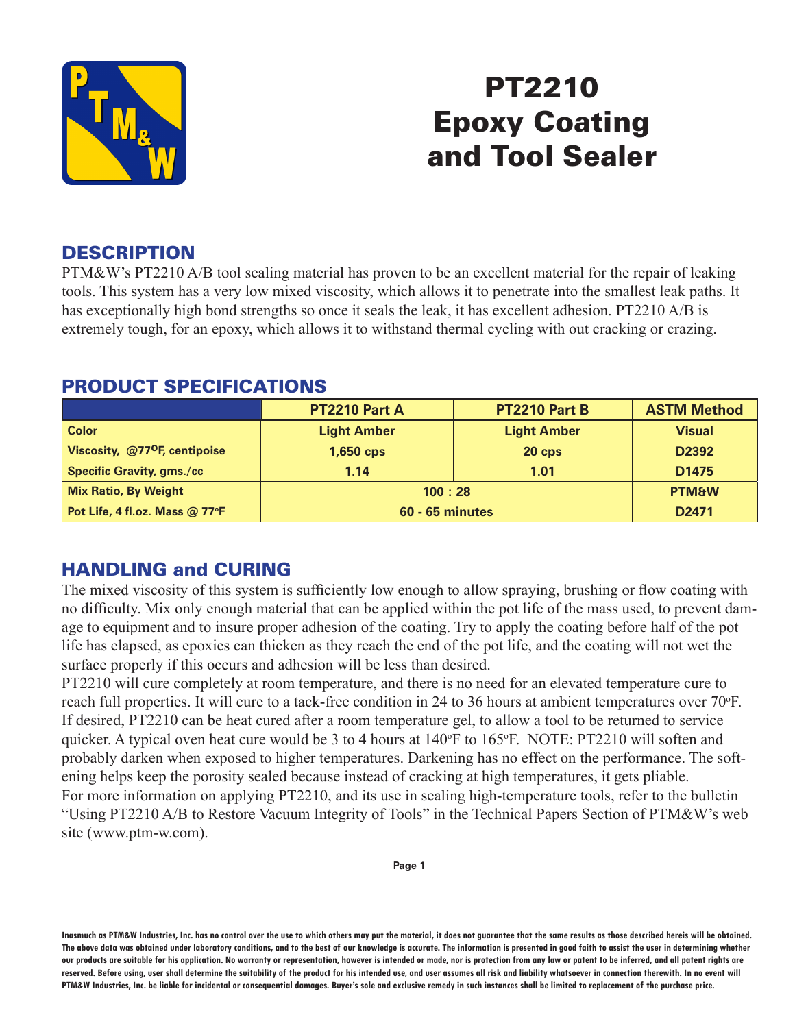# PT2210 Epoxy Coating and Tool Sealer

## DESCRIPTION

PTM&W's PT2210 A/B tool sealing material has proven to be an excellent material for the repair of leaking tools. This system has a very low mixed viscosity, which allows it to penetrate into the smallest leak paths. It has exceptionally high bond strengths so once it seals the leak, it has excellent adhesion. PT2210 A/B is extremely tough, for an epoxy, which allows it to withstand thermal cycling with out cracking or crazing.

## PRODUCT SPECIFICATIONS

| | PT2210 Part A | PT2210 Part B | ASTM Method |
|---|---|---|---|
| Color | Light Amber | Light Amber | Visual |
| Viscosity, @77°F, centipoise | 1,650 cps | 20 cps | D2392 |
| Specific Gravity, gms./cc | 1.14 | 1.01 | D1475 |
| Mix Ratio, By Weight | 100 : 28 | | PTM&W |
| Pot Life, 4 fl.oz. Mass @ 77°F | 60 - 65 minutes | | D2471 |

## HANDLING and CURING

The mixed viscosity of this system is sufficiently low enough to allow spraying, brushing or flow coating with no difficulty. Mix only enough material that can be applied within the pot life of the mass used, to prevent damage to equipment and to insure proper adhesion of the coating. Try to apply the coating before half of the pot life has elapsed, as epoxies can thicken as they reach the end of the pot life, and the coating will not wet the surface properly if this occurs and adhesion will be less than desired.

PT2210 will cure completely at room temperature, and there is no need for an elevated temperature cure to reach full properties. It will cure to a tack-free condition in 24 to 36 hours at ambient temperatures over 70°F. If desired, PT2210 can be heat cured after a room temperature gel, to allow a tool to be returned to service quicker. A typical oven heat cure would be 3 to 4 hours at 140°F to 165°F. NOTE: PT2210 will soften and probably darken when exposed to higher temperatures. Darkening has no effect on the performance. The softening helps keep the porosity sealed because instead of cracking at high temperatures, it gets pliable.

For more information on applying PT2210, and its use in sealing high-temperature tools, refer to the bulletin "Using PT2210 A/B to Restore Vacuum Integrity of Tools" in the Technical Papers Section of PTM&W's web site (www.ptm-w.com).

Inasmuch as PTM&W Industries, Inc. has no control over the use to which others may put the material, it does not guarantee that the same results as those described hereis will be obtained. The above data was obtained under laboratory conditions, and to the best of our knowledge is accurate. The information is presented in good faith to assist the user in determining whether our products are suitable for his application. No warranty or representation, however is intended or made, nor is protection from any law or patent to be inferred, and all patent rights are reserved. Before using, user shall determine the suitability of the product for his intended use, and user assumes all risk and liability whatsoever in connection therewith. In no event will PTM&W Industries, Inc. be liable for incidental or consequential damages. Buyer's sole and exclusive remedy in such instances shall be limited to replacement of the purchase price.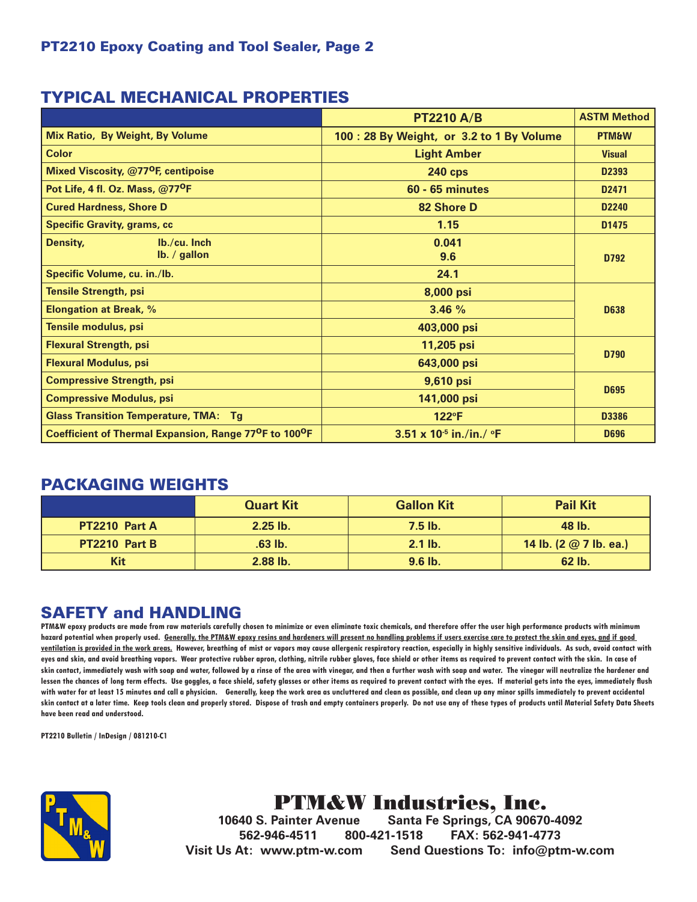## TYPICAL MECHANICAL PROPERTIES

| | PT2210 A/B | ASTM Method |
|---|---|---|
| Mix Ratio, By Weight, By Volume | 100 : 28 By Weight, or 3.2 to 1 By Volume | PTM&W |
| Color | Light Amber | Visual |
| Mixed Viscosity, @77°F, centipoise | 240 cps | D2393 |
| Pot Life, 4 fl. Oz. Mass, @77°F | 60 - 65 minutes | D2471 |
| Cured Hardness, Shore D | 82 Shore D | D2240 |
| Specific Gravity, grams, cc | 1.15 | D1475 |
| Density, lb./cu. Inch | 0.041 | D792 |
| Density, lb. / gallon | 9.6 | D792 |
| Specific Volume, cu. in./lb. | 24.1 | D792 |
| Tensile Strength, psi | 8,000 psi | D638 |
| Elongation at Break, % | 3.46 % | D638 |
| Tensile modulus, psi | 403,000 psi | D638 |
| Flexural Strength, psi | 11,205 psi | D790 |
| Flexural Modulus, psi | 643,000 psi | D790 |
| Compressive Strength, psi | 9,610 psi | D695 |
| Compressive Modulus, psi | 141,000 psi | D695 |
| Glass Transition Temperature, TMA: Tg | 122°F | D3386 |
| Coefficient of Thermal Expansion, Range 77°F to 100°F | $3.51 \times 10^{-5}$ in./in./ °F | D696 |

## PACKAGING WEIGHTS

| | Quart Kit | Gallon Kit | Pail Kit |
|---|---|---|---|
| PT2210 Part A | 2.25 lb. | 7.5 lb. | 48 lb. |
| PT2210 Part B | .63 lb. | 2.1 lb. | 14 lb. (2 @ 7 lb. ea.) |
| Kit | 2.88 lb. | 9.6 lb. | 62 lb. |

## SAFETY and HANDLING

PTM&W epoxy products are made from raw materials carefully chosen to minimize or even eliminate toxic chemicals, and therefore offer the user high performance products with minimum hazard potential when properly used. Generally, the PTM&W epoxy resins and hardeners will present no handling problems if users exercise care to protect the skin and eyes, and if good ventilation is provided in the work areas. However, breathing of mist or vapors may cause allergenic respiratory reaction, especially in highly sensitive individuals. As such, avoid contact with eyes and skin, and avoid breathing vapors. Wear protective rubber apron, clothing, nitrile rubber gloves, face shield or other items as required to prevent contact with the skin. In case of skin contact, immediately wash with soap and water, followed by a rinse of the area with vinegar, and then a further wash with soap and water. The vinegar will neutralize the hardener and lessen the chances of long term effects. Use goggles, a face shield, safety glasses or other items as required to prevent contact with the eyes. If material gets into the eyes, immediately flush with water for at least 15 minutes and call a physician. Generally, keep the work area as uncluttered and clean as possible, and clean up any minor spills immediately to prevent accidental skin contact at a later time. Keep tools clean and properly stored. Dispose of trash and empty containers properly. Do not use any of these types of products until Material Safety Data Sheets have been read and understood.

PT2210 Bulletin / InDesign / 081210-C1

**PTM&W Industries, Inc.**
10640 S. Painter Avenue Santa Fe Springs, CA 90670-4092
562-946-4511 800-421-1518 FAX: 562-941-4773
Visit Us At: www.ptm-w.com Send Questions To: info@ptm-w.com